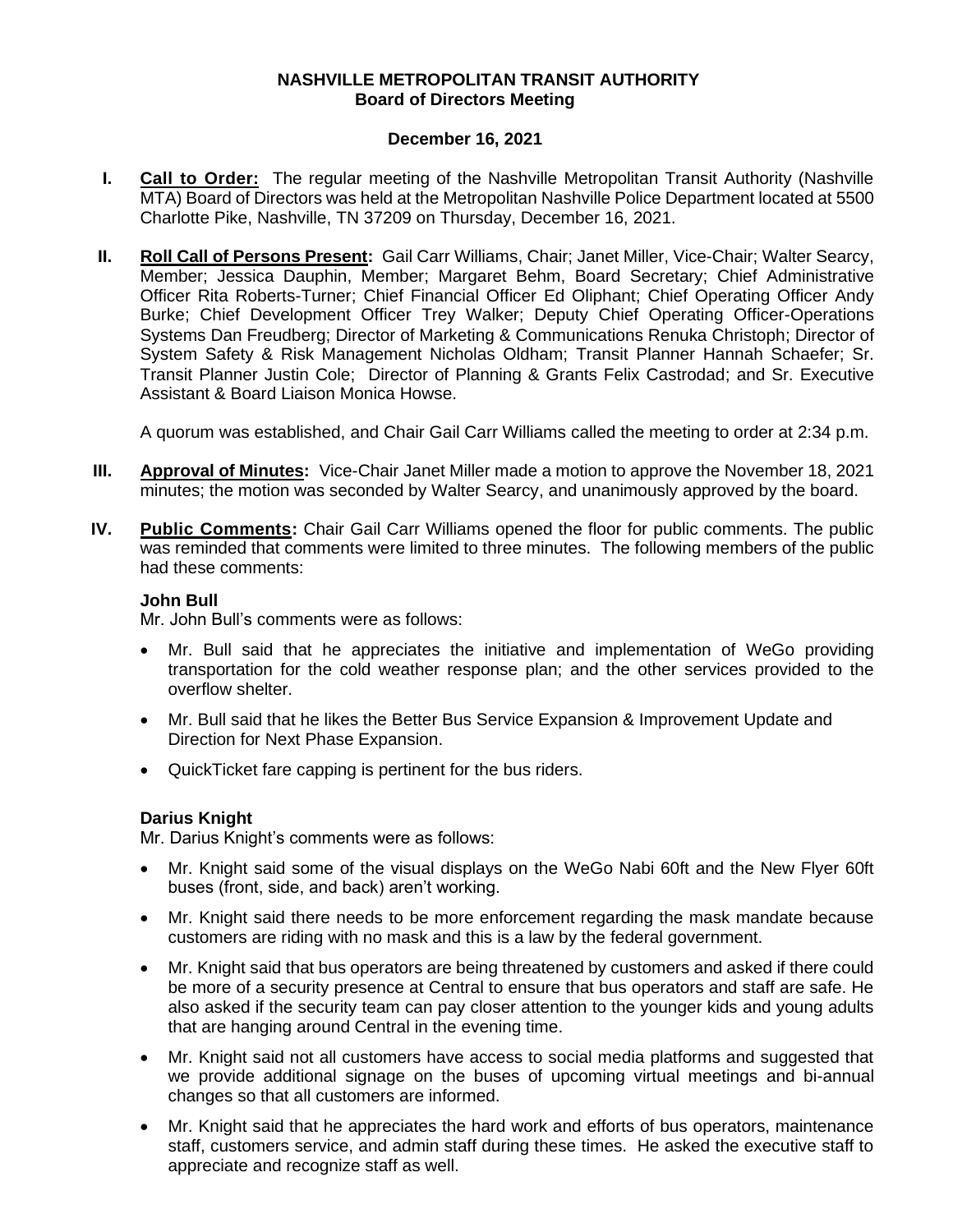**NASHVILLE METROPOLITAN TRANSIT AUTHORITY**
**Board of Directors Meeting**

**December 16, 2021**

**I. Call to Order:** The regular meeting of the Nashville Metropolitan Transit Authority (Nashville MTA) Board of Directors was held at the Metropolitan Nashville Police Department located at 5500 Charlotte Pike, Nashville, TN 37209 on Thursday, December 16, 2021.

**II. Roll Call of Persons Present:** Gail Carr Williams, Chair; Janet Miller, Vice-Chair; Walter Searcy, Member; Jessica Dauphin, Member; Margaret Behm, Board Secretary; Chief Administrative Officer Rita Roberts-Turner; Chief Financial Officer Ed Oliphant; Chief Operating Officer Andy Burke; Chief Development Officer Trey Walker; Deputy Chief Operating Officer-Operations Systems Dan Freudberg; Director of Marketing & Communications Renuka Christoph; Director of System Safety & Risk Management Nicholas Oldham; Transit Planner Hannah Schaefer; Sr. Transit Planner Justin Cole; Director of Planning & Grants Felix Castrodad; and Sr. Executive Assistant & Board Liaison Monica Howse.

A quorum was established, and Chair Gail Carr Williams called the meeting to order at 2:34 p.m.

**III. Approval of Minutes:** Vice-Chair Janet Miller made a motion to approve the November 18, 2021 minutes; the motion was seconded by Walter Searcy, and unanimously approved by the board.

**IV. Public Comments:** Chair Gail Carr Williams opened the floor for public comments. The public was reminded that comments were limited to three minutes. The following members of the public had these comments:

**John Bull**

Mr. John Bull's comments were as follows:

- Mr. Bull said that he appreciates the initiative and implementation of WeGo providing transportation for the cold weather response plan; and the other services provided to the overflow shelter.
- Mr. Bull said that he likes the Better Bus Service Expansion & Improvement Update and Direction for Next Phase Expansion.
- QuickTicket fare capping is pertinent for the bus riders.

**Darius Knight**

Mr. Darius Knight's comments were as follows:

- Mr. Knight said some of the visual displays on the WeGo Nabi 60ft and the New Flyer 60ft buses (front, side, and back) aren't working.
- Mr. Knight said there needs to be more enforcement regarding the mask mandate because customers are riding with no mask and this is a law by the federal government.
- Mr. Knight said that bus operators are being threatened by customers and asked if there could be more of a security presence at Central to ensure that bus operators and staff are safe. He also asked if the security team can pay closer attention to the younger kids and young adults that are hanging around Central in the evening time.
- Mr. Knight said not all customers have access to social media platforms and suggested that we provide additional signage on the buses of upcoming virtual meetings and bi-annual changes so that all customers are informed.
- Mr. Knight said that he appreciates the hard work and efforts of bus operators, maintenance staff, customers service, and admin staff during these times. He asked the executive staff to appreciate and recognize staff as well.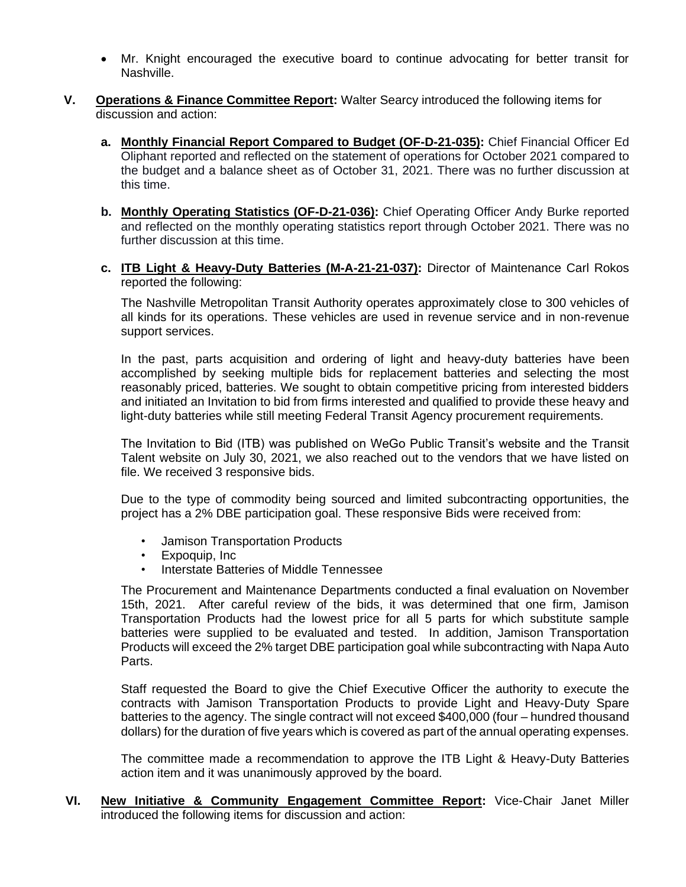- Mr. Knight encouraged the executive board to continue advocating for better transit for Nashville.

**V. Operations & Finance Committee Report:** Walter Searcy introduced the following items for discussion and action:

**a. Monthly Financial Report Compared to Budget (OF-D-21-035):** Chief Financial Officer Ed Oliphant reported and reflected on the statement of operations for October 2021 compared to the budget and a balance sheet as of October 31, 2021. There was no further discussion at this time.

**b. Monthly Operating Statistics (OF-D-21-036):** Chief Operating Officer Andy Burke reported and reflected on the monthly operating statistics report through October 2021. There was no further discussion at this time.

**c. ITB Light & Heavy-Duty Batteries (M-A-21-21-037):** Director of Maintenance Carl Rokos reported the following:

The Nashville Metropolitan Transit Authority operates approximately close to 300 vehicles of all kinds for its operations. These vehicles are used in revenue service and in non-revenue support services.

In the past, parts acquisition and ordering of light and heavy-duty batteries have been accomplished by seeking multiple bids for replacement batteries and selecting the most reasonably priced, batteries. We sought to obtain competitive pricing from interested bidders and initiated an Invitation to bid from firms interested and qualified to provide these heavy and light-duty batteries while still meeting Federal Transit Agency procurement requirements.

The Invitation to Bid (ITB) was published on WeGo Public Transit's website and the Transit Talent website on July 30, 2021, we also reached out to the vendors that we have listed on file. We received 3 responsive bids.

Due to the type of commodity being sourced and limited subcontracting opportunities, the project has a 2% DBE participation goal. These responsive Bids were received from:

- Jamison Transportation Products
- Expoquip, Inc
- Interstate Batteries of Middle Tennessee

The Procurement and Maintenance Departments conducted a final evaluation on November 15th, 2021. After careful review of the bids, it was determined that one firm, Jamison Transportation Products had the lowest price for all 5 parts for which substitute sample batteries were supplied to be evaluated and tested. In addition, Jamison Transportation Products will exceed the 2% target DBE participation goal while subcontracting with Napa Auto Parts.

Staff requested the Board to give the Chief Executive Officer the authority to execute the contracts with Jamison Transportation Products to provide Light and Heavy-Duty Spare batteries to the agency. The single contract will not exceed $400,000 (four – hundred thousand dollars) for the duration of five years which is covered as part of the annual operating expenses.

The committee made a recommendation to approve the ITB Light & Heavy-Duty Batteries action item and it was unanimously approved by the board.

**VI. New Initiative & Community Engagement Committee Report:** Vice-Chair Janet Miller introduced the following items for discussion and action: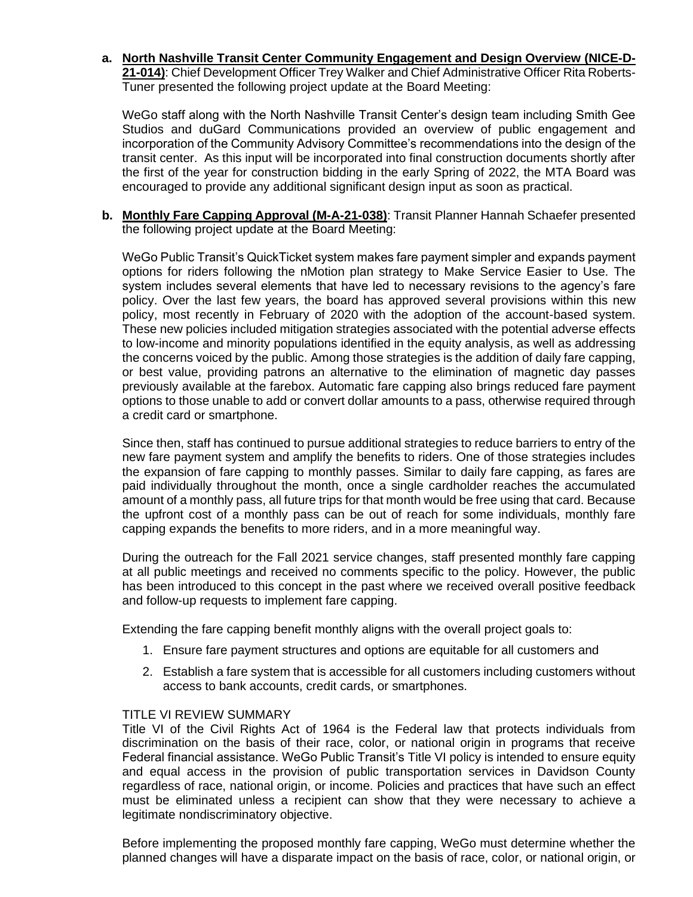**a. North Nashville Transit Center Community Engagement and Design Overview (NICE-D-21-014)**: Chief Development Officer Trey Walker and Chief Administrative Officer Rita Roberts-Tuner presented the following project update at the Board Meeting:

WeGo staff along with the North Nashville Transit Center's design team including Smith Gee Studios and duGard Communications provided an overview of public engagement and incorporation of the Community Advisory Committee's recommendations into the design of the transit center. As this input will be incorporated into final construction documents shortly after the first of the year for construction bidding in the early Spring of 2022, the MTA Board was encouraged to provide any additional significant design input as soon as practical.

**b. Monthly Fare Capping Approval (M-A-21-038)**: Transit Planner Hannah Schaefer presented the following project update at the Board Meeting:

WeGo Public Transit's QuickTicket system makes fare payment simpler and expands payment options for riders following the nMotion plan strategy to Make Service Easier to Use. The system includes several elements that have led to necessary revisions to the agency's fare policy. Over the last few years, the board has approved several provisions within this new policy, most recently in February of 2020 with the adoption of the account-based system. These new policies included mitigation strategies associated with the potential adverse effects to low-income and minority populations identified in the equity analysis, as well as addressing the concerns voiced by the public. Among those strategies is the addition of daily fare capping, or best value, providing patrons an alternative to the elimination of magnetic day passes previously available at the farebox. Automatic fare capping also brings reduced fare payment options to those unable to add or convert dollar amounts to a pass, otherwise required through a credit card or smartphone.

Since then, staff has continued to pursue additional strategies to reduce barriers to entry of the new fare payment system and amplify the benefits to riders. One of those strategies includes the expansion of fare capping to monthly passes. Similar to daily fare capping, as fares are paid individually throughout the month, once a single cardholder reaches the accumulated amount of a monthly pass, all future trips for that month would be free using that card. Because the upfront cost of a monthly pass can be out of reach for some individuals, monthly fare capping expands the benefits to more riders, and in a more meaningful way.

During the outreach for the Fall 2021 service changes, staff presented monthly fare capping at all public meetings and received no comments specific to the policy. However, the public has been introduced to this concept in the past where we received overall positive feedback and follow-up requests to implement fare capping.

Extending the fare capping benefit monthly aligns with the overall project goals to:

1. Ensure fare payment structures and options are equitable for all customers and
2. Establish a fare system that is accessible for all customers including customers without access to bank accounts, credit cards, or smartphones.

TITLE VI REVIEW SUMMARY

Title VI of the Civil Rights Act of 1964 is the Federal law that protects individuals from discrimination on the basis of their race, color, or national origin in programs that receive Federal financial assistance. WeGo Public Transit's Title VI policy is intended to ensure equity and equal access in the provision of public transportation services in Davidson County regardless of race, national origin, or income. Policies and practices that have such an effect must be eliminated unless a recipient can show that they were necessary to achieve a legitimate nondiscriminatory objective.

Before implementing the proposed monthly fare capping, WeGo must determine whether the planned changes will have a disparate impact on the basis of race, color, or national origin, or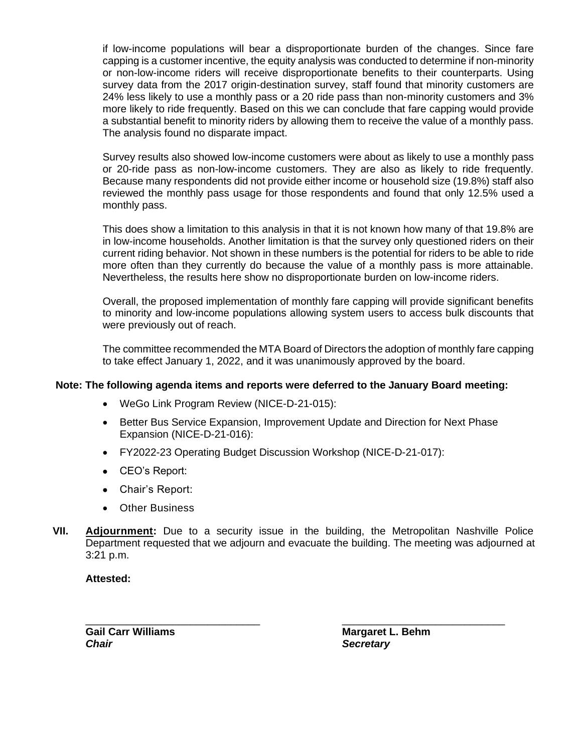if low-income populations will bear a disproportionate burden of the changes. Since fare capping is a customer incentive, the equity analysis was conducted to determine if non-minority or non-low-income riders will receive disproportionate benefits to their counterparts. Using survey data from the 2017 origin-destination survey, staff found that minority customers are 24% less likely to use a monthly pass or a 20 ride pass than non-minority customers and 3% more likely to ride frequently. Based on this we can conclude that fare capping would provide a substantial benefit to minority riders by allowing them to receive the value of a monthly pass. The analysis found no disparate impact.

Survey results also showed low-income customers were about as likely to use a monthly pass or 20-ride pass as non-low-income customers. They are also as likely to ride frequently. Because many respondents did not provide either income or household size (19.8%) staff also reviewed the monthly pass usage for those respondents and found that only 12.5% used a monthly pass.

This does show a limitation to this analysis in that it is not known how many of that 19.8% are in low-income households. Another limitation is that the survey only questioned riders on their current riding behavior. Not shown in these numbers is the potential for riders to be able to ride more often than they currently do because the value of a monthly pass is more attainable. Nevertheless, the results here show no disproportionate burden on low-income riders.

Overall, the proposed implementation of monthly fare capping will provide significant benefits to minority and low-income populations allowing system users to access bulk discounts that were previously out of reach.

The committee recommended the MTA Board of Directors the adoption of monthly fare capping to take effect January 1, 2022, and it was unanimously approved by the board.

**Note: The following agenda items and reports were deferred to the January Board meeting:**

- WeGo Link Program Review (NICE-D-21-015):
- Better Bus Service Expansion, Improvement Update and Direction for Next Phase Expansion (NICE-D-21-016):
- FY2022-23 Operating Budget Discussion Workshop (NICE-D-21-017):
- CEO's Report:
- Chair's Report:
- Other Business

**VII. Adjournment:** Due to a security issue in the building, the Metropolitan Nashville Police Department requested that we adjourn and evacuate the building. The meeting was adjourned at 3:21 p.m.

**Attested:**

_______________________________

**Gail Carr Williams**
***Chair***

_______________________________

**Margaret L. Behm**
***Secretary***